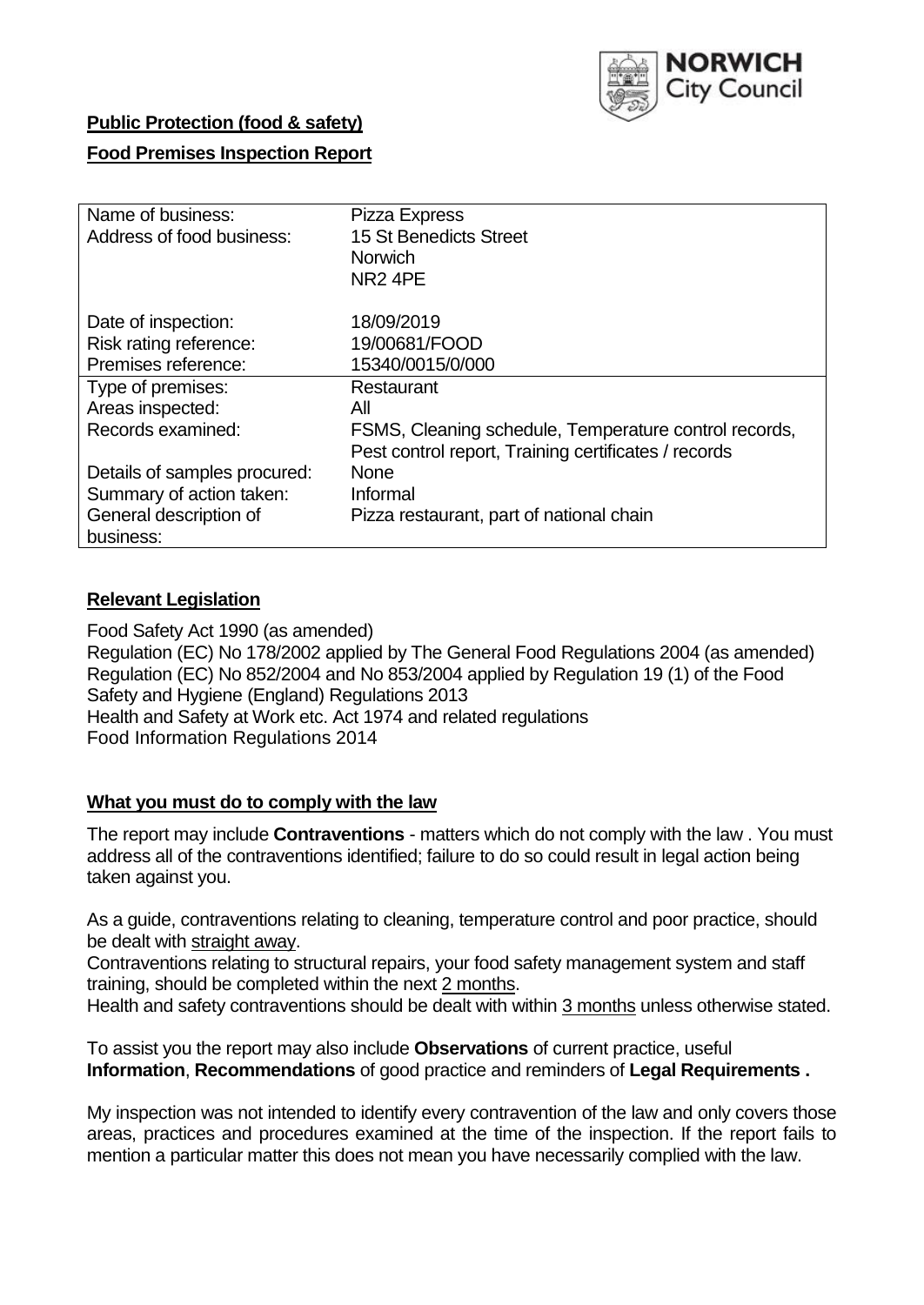**Public Protection (food & safety)**

**Food Premises Inspection Report**

| Name of business: | Pizza Express |
|---|---|
| Address of food business: | 15 St Benedicts Street<br>Norwich<br>NR2 4PE |
| Date of inspection: | 18/09/2019 |
| Risk rating reference: | 19/00681/FOOD |
| Premises reference: | 15340/0015/0/000 |
| Type of premises: | Restaurant |
| Areas inspected: | All |
| Records examined: | FSMS, Cleaning schedule, Temperature control records, Pest control report, Training certificates / records |
| Details of samples procured: | None |
| Summary of action taken: | Informal |
| General description of business: | Pizza restaurant, part of national chain |

## Relevant Legislation

Food Safety Act 1990 (as amended)
Regulation (EC) No 178/2002 applied by The General Food Regulations 2004 (as amended)
Regulation (EC) No 852/2004 and No 853/2004 applied by Regulation 19 (1) of the Food Safety and Hygiene (England) Regulations 2013
Health and Safety at Work etc. Act 1974 and related regulations
Food Information Regulations 2014

## What you must do to comply with the law

The report may include **Contraventions** - matters which do not comply with the law . You must address all of the contraventions identified; failure to do so could result in legal action being taken against you.

As a guide, contraventions relating to cleaning, temperature control and poor practice, should be dealt with straight away.

Contraventions relating to structural repairs, your food safety management system and staff training, should be completed within the next 2 months.

Health and safety contraventions should be dealt with within 3 months unless otherwise stated.

To assist you the report may also include **Observations** of current practice, useful **Information**, **Recommendations** of good practice and reminders of **Legal Requirements .**

My inspection was not intended to identify every contravention of the law and only covers those areas, practices and procedures examined at the time of the inspection. If the report fails to mention a particular matter this does not mean you have necessarily complied with the law.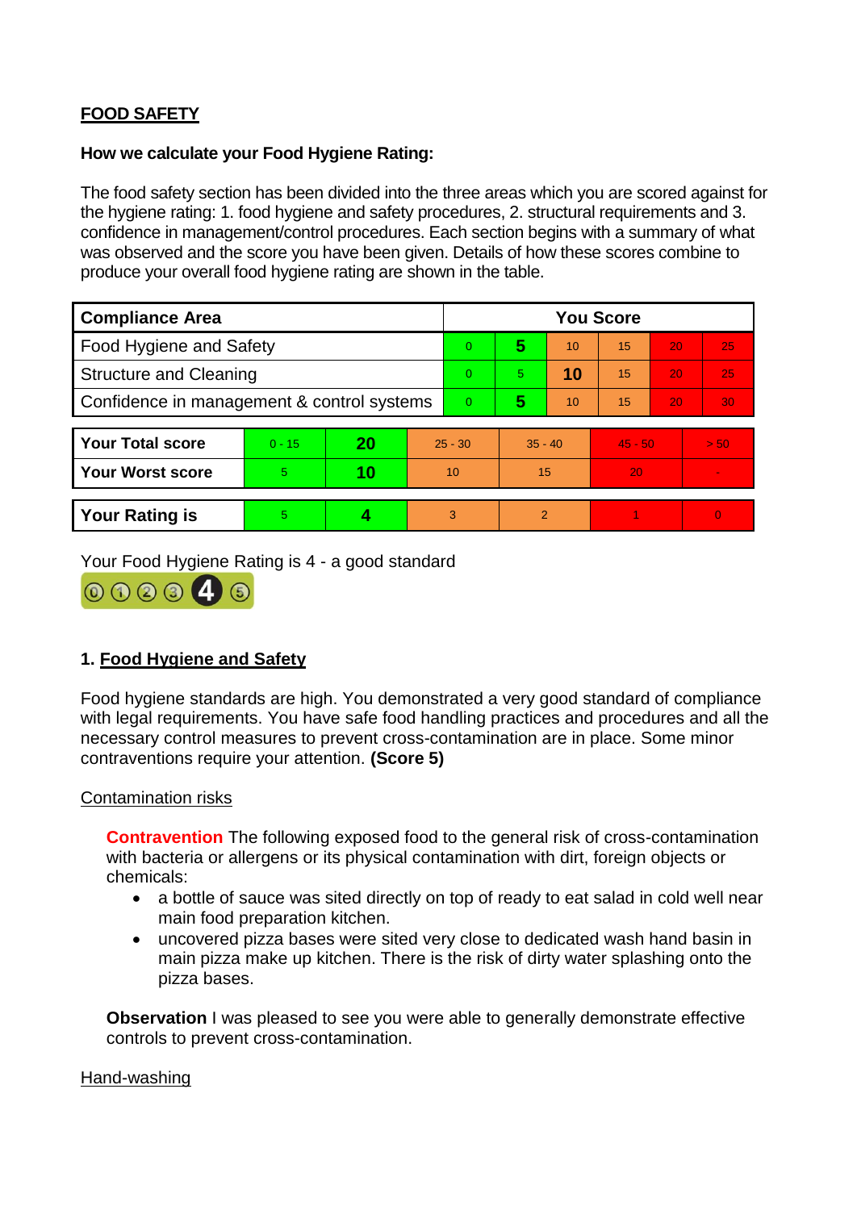## FOOD SAFETY

**How we calculate your Food Hygiene Rating:**

The food safety section has been divided into the three areas which you are scored against for the hygiene rating: 1. food hygiene and safety procedures, 2. structural requirements and 3. confidence in management/control procedures. Each section begins with a summary of what was observed and the score you have been given. Details of how these scores combine to produce your overall food hygiene rating are shown in the table.

| Compliance Area | You Score | | | | | |
|---|---|---|---|---|---|---|
| Food Hygiene and Safety | 0 | **5** | 10 | 15 | 20 | 25 |
| Structure and Cleaning | 0 | 5 | **10** | 15 | 20 | 25 |
| Confidence in management & control systems | 0 | **5** | 10 | 15 | 20 | 30 |

| | | | | | | |
|---|---|---|---|---|---|---|
| **Your Total score** | 0 - 15 | **20** | 25 - 30 | 35 - 40 | 45 - 50 | > 50 |
| **Your Worst score** | 5 | **10** | 10 | 15 | 20 | - |
| **Your Rating is** | 5 | **4** | 3 | 2 | 1 | 0 |

Your Food Hygiene Rating is 4 - a good standard

### 1. Food Hygiene and Safety

Food hygiene standards are high. You demonstrated a very good standard of compliance with legal requirements. You have safe food handling practices and procedures and all the necessary control measures to prevent cross-contamination are in place. Some minor contraventions require your attention. **(Score 5)**

Contamination risks

**Contravention** The following exposed food to the general risk of cross-contamination with bacteria or allergens or its physical contamination with dirt, foreign objects or chemicals:

- a bottle of sauce was sited directly on top of ready to eat salad in cold well near main food preparation kitchen.
- uncovered pizza bases were sited very close to dedicated wash hand basin in main pizza make up kitchen. There is the risk of dirty water splashing onto the pizza bases.

**Observation** I was pleased to see you were able to generally demonstrate effective controls to prevent cross-contamination.

Hand-washing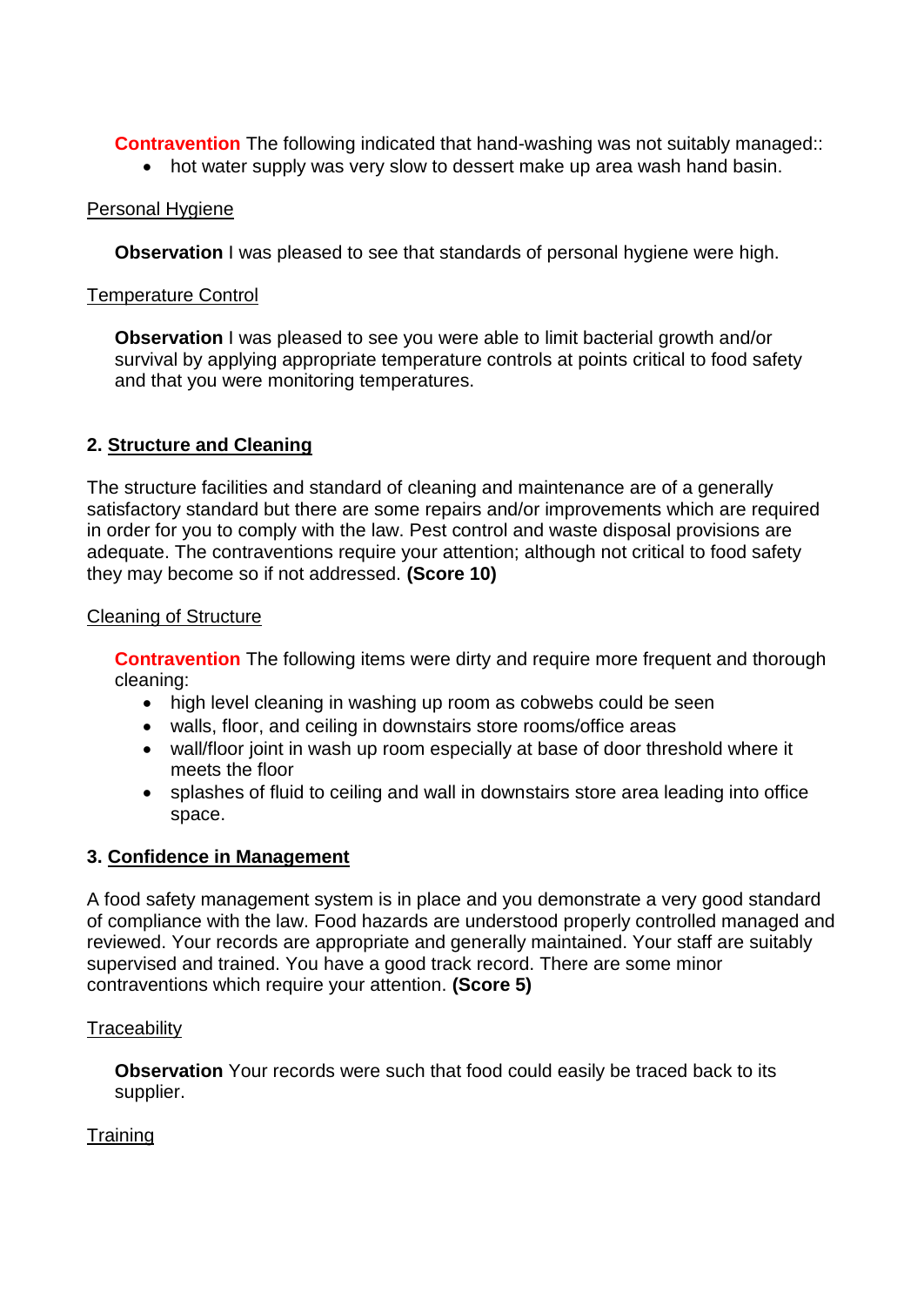**Contravention** The following indicated that hand-washing was not suitably managed::

- hot water supply was very slow to dessert make up area wash hand basin.

Personal Hygiene

**Observation** I was pleased to see that standards of personal hygiene were high.

Temperature Control

**Observation** I was pleased to see you were able to limit bacterial growth and/or survival by applying appropriate temperature controls at points critical to food safety and that you were monitoring temperatures.

## 2. Structure and Cleaning

The structure facilities and standard of cleaning and maintenance are of a generally satisfactory standard but there are some repairs and/or improvements which are required in order for you to comply with the law. Pest control and waste disposal provisions are adequate. The contraventions require your attention; although not critical to food safety they may become so if not addressed. **(Score 10)**

Cleaning of Structure

**Contravention** The following items were dirty and require more frequent and thorough cleaning:

- high level cleaning in washing up room as cobwebs could be seen
- walls, floor, and ceiling in downstairs store rooms/office areas
- wall/floor joint in wash up room especially at base of door threshold where it meets the floor
- splashes of fluid to ceiling and wall in downstairs store area leading into office space.

## 3. Confidence in Management

A food safety management system is in place and you demonstrate a very good standard of compliance with the law. Food hazards are understood properly controlled managed and reviewed. Your records are appropriate and generally maintained. Your staff are suitably supervised and trained. You have a good track record. There are some minor contraventions which require your attention. **(Score 5)**

Traceability

**Observation** Your records were such that food could easily be traced back to its supplier.

Training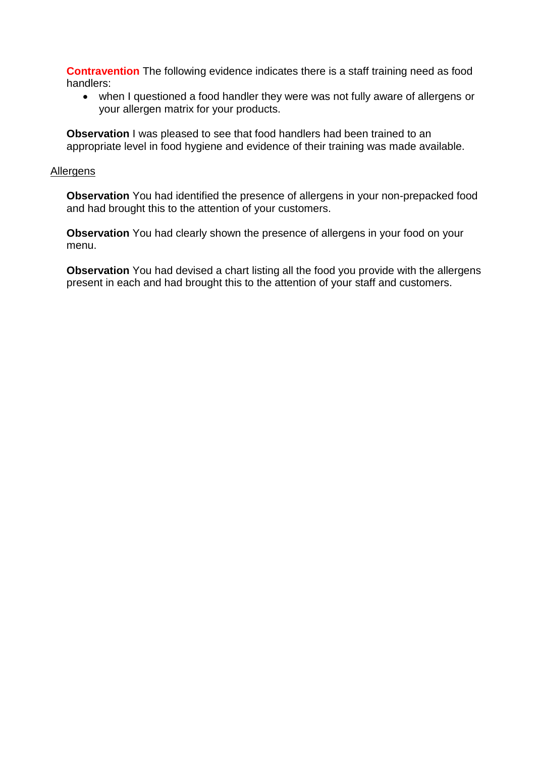**Contravention** The following evidence indicates there is a staff training need as food handlers:

- when I questioned a food handler they were was not fully aware of allergens or your allergen matrix for your products.

**Observation** I was pleased to see that food handlers had been trained to an appropriate level in food hygiene and evidence of their training was made available.

Allergens

**Observation** You had identified the presence of allergens in your non-prepacked food and had brought this to the attention of your customers.

**Observation** You had clearly shown the presence of allergens in your food on your menu.

**Observation** You had devised a chart listing all the food you provide with the allergens present in each and had brought this to the attention of your staff and customers.